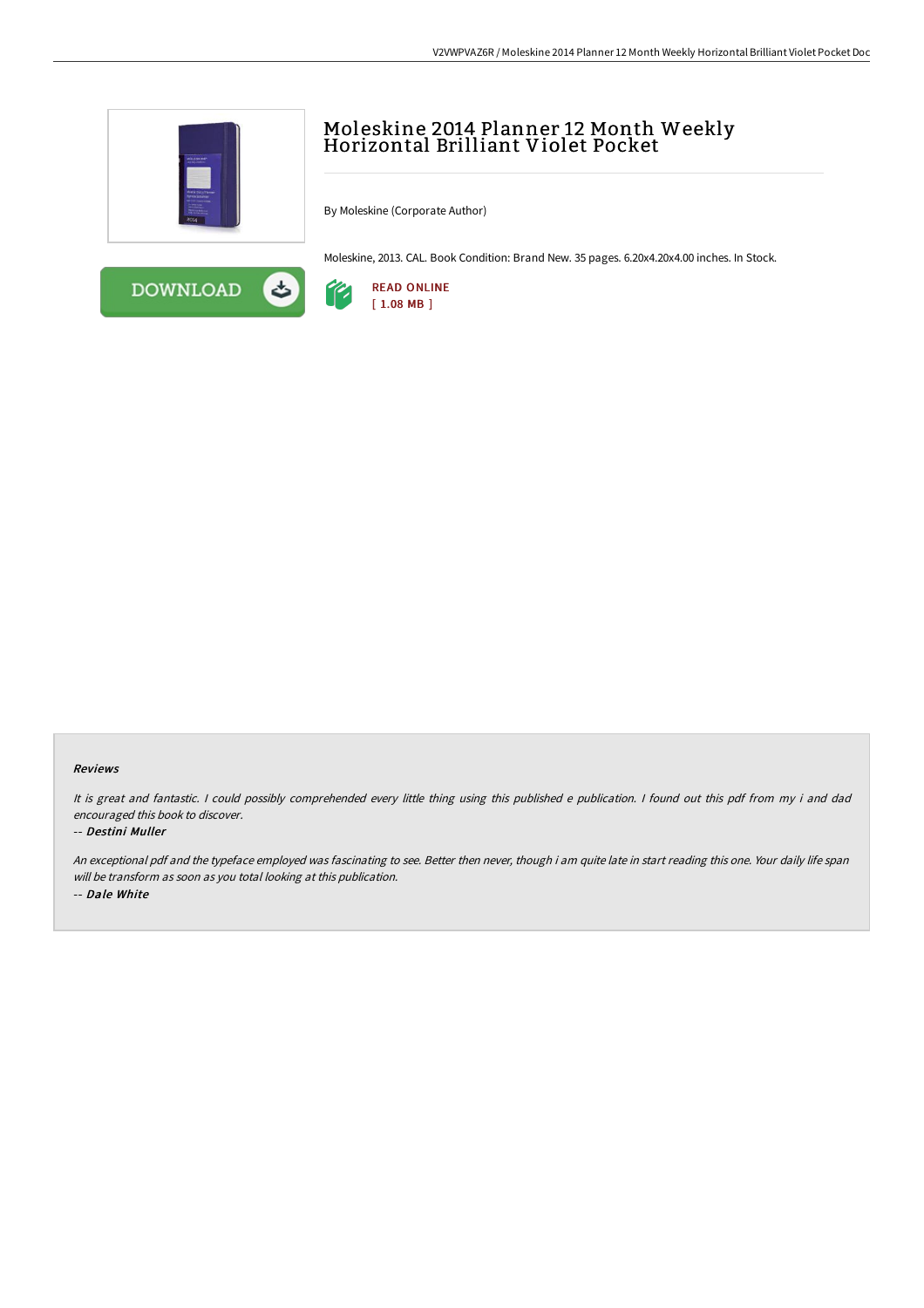# Moleskine 2014 Planner 12 Month Weekly Horizontal Brilliant Violet Pocket

By Moleskine (Corporate Author)

Moleskine, 2013. CAL. Book Condition: Brand New. 35 pages. 6.20x4.20x4.00 inches. In Stock.

DOWNLOAD

READ ONLINE
[ 1.08 MB ]

### Reviews

*It is great and fantastic. I could possibly comprehended every little thing using this published e publication. I found out this pdf from my i and dad encouraged this book to discover.*

-- ***Destini Muller***

*An exceptional pdf and the typeface employed was fascinating to see. Better then never, though i am quite late in start reading this one. Your daily life span will be transform as soon as you total looking at this publication.*

-- ***Dale White***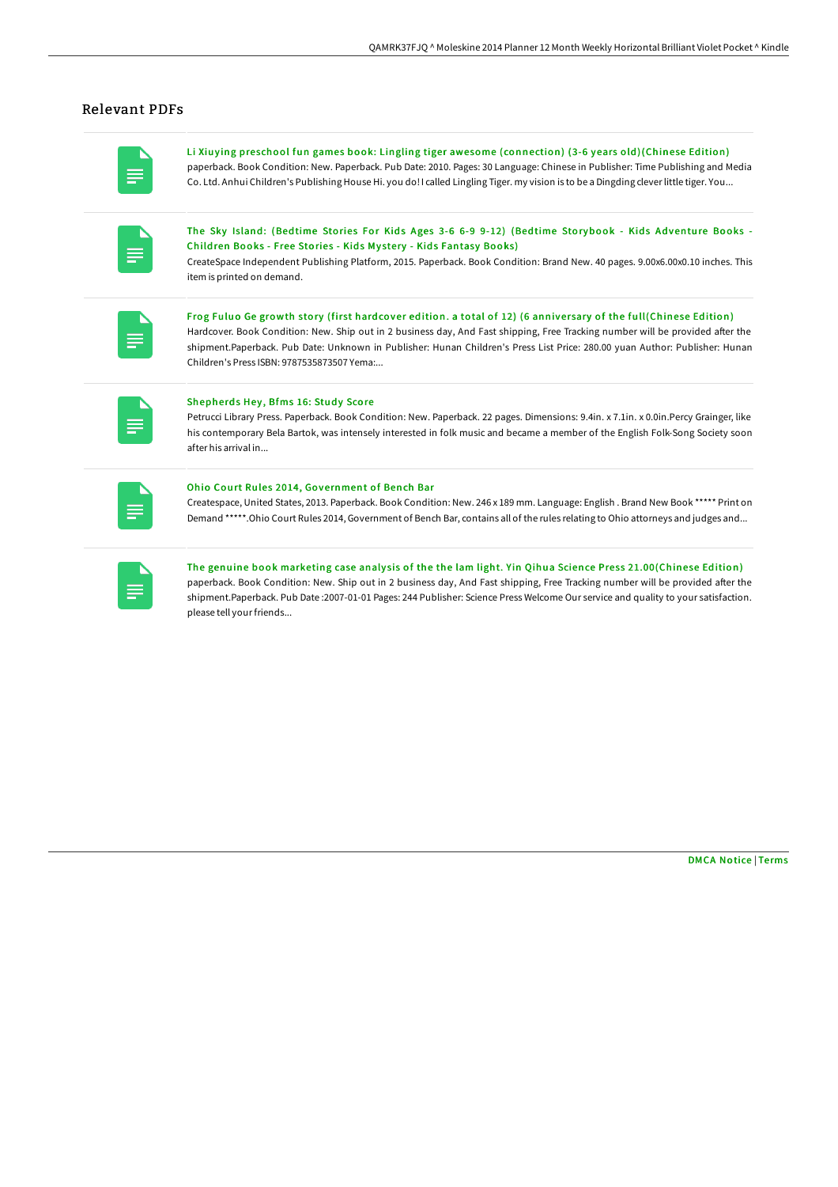## Relevant PDFs

**Li Xiuying preschool fun games book: Lingling tiger awesome (connection) (3-6 years old)(Chinese Edition)**
paperback. Book Condition: New. Paperback. Pub Date: 2010. Pages: 30 Language: Chinese in Publisher: Time Publishing and Media Co. Ltd. Anhui Children's Publishing House Hi. you do! I called Lingling Tiger. my vision is to be a Dingding clever little tiger. You...

**The Sky Island: (Bedtime Stories For Kids Ages 3-6 6-9 9-12) (Bedtime Storybook - Kids Adventure Books - Children Books - Free Stories - Kids Mystery - Kids Fantasy Books)**
CreateSpace Independent Publishing Platform, 2015. Paperback. Book Condition: Brand New. 40 pages. 9.00x6.00x0.10 inches. This item is printed on demand.

**Frog Fuluo Ge growth story (first hardcover edition. a total of 12) (6 anniversary of the full(Chinese Edition)**
Hardcover. Book Condition: New. Ship out in 2 business day, And Fast shipping, Free Tracking number will be provided after the shipment.Paperback. Pub Date: Unknown in Publisher: Hunan Children's Press List Price: 280.00 yuan Author: Publisher: Hunan Children's Press ISBN: 9787535873507 Yema:...

**Shepherds Hey, Bfms 16: Study Score**
Petrucci Library Press. Paperback. Book Condition: New. Paperback. 22 pages. Dimensions: 9.4in. x 7.1in. x 0.0in.Percy Grainger, like his contemporary Bela Bartok, was intensely interested in folk music and became a member of the English Folk-Song Society soon after his arrival in...

**Ohio Court Rules 2014, Government of Bench Bar**
Createspace, United States, 2013. Paperback. Book Condition: New. 246 x 189 mm. Language: English . Brand New Book ***** Print on Demand *****.Ohio Court Rules 2014, Government of Bench Bar, contains all of the rules relating to Ohio attorneys and judges and...

**The genuine book marketing case analysis of the the lam light. Yin Qihua Science Press 21.00(Chinese Edition)**
paperback. Book Condition: New. Ship out in 2 business day, And Fast shipping, Free Tracking number will be provided after the shipment.Paperback. Pub Date :2007-01-01 Pages: 244 Publisher: Science Press Welcome Our service and quality to your satisfaction. please tell your friends...

DMCA Notice | Terms